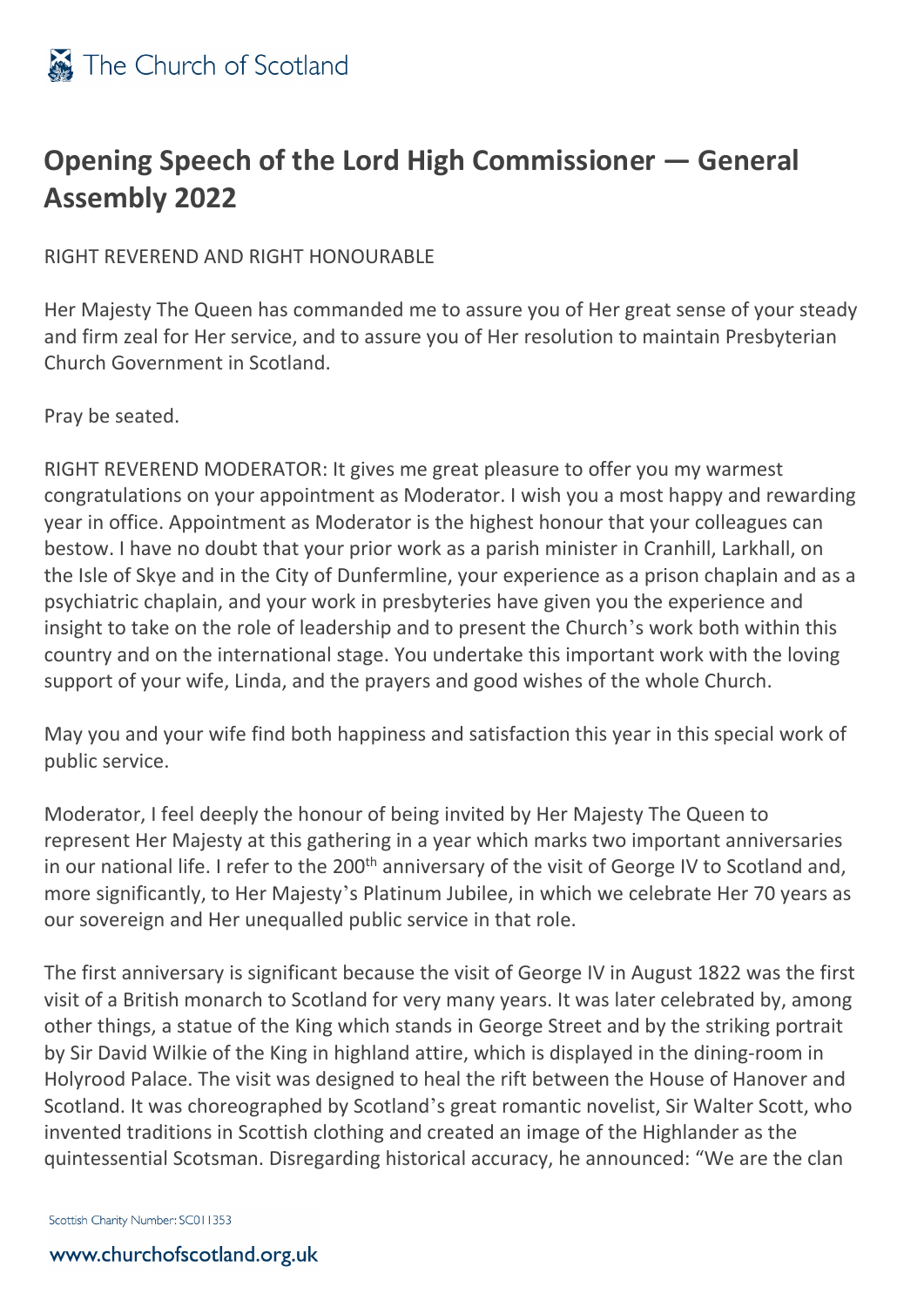# Opening Speech of the Lord High Commissioner — General Assembly 2022

RIGHT REVEREND AND RIGHT HONOURABLE

Her Majesty The Queen has commanded me to assure you of Her great sense of your steady and firm zeal for Her service, and to assure you of Her resolution to maintain Presbyterian Church Government in Scotland.

Pray be seated.

RIGHT REVEREND MODERATOR: It gives me great pleasure to offer you my warmest congratulations on your appointment as Moderator. I wish you a most happy and rewarding year in office. Appointment as Moderator is the highest honour that your colleagues can bestow. I have no doubt that your prior work as a parish minister in Cranhill, Larkhall, on the Isle of Skye and in the City of Dunfermline, your experience as a prison chaplain and as a psychiatric chaplain, and your work in presbyteries have given you the experience and insight to take on the role of leadership and to present the Church's work both within this country and on the international stage. You undertake this important work with the loving support of your wife, Linda, and the prayers and good wishes of the whole Church.

May you and your wife find both happiness and satisfaction this year in this special work of public service.

Moderator, I feel deeply the honour of being invited by Her Majesty The Queen to represent Her Majesty at this gathering in a year which marks two important anniversaries in our national life. I refer to the 200th anniversary of the visit of George IV to Scotland and, more significantly, to Her Majesty's Platinum Jubilee, in which we celebrate Her 70 years as our sovereign and Her unequalled public service in that role.

The first anniversary is significant because the visit of George IV in August 1822 was the first visit of a British monarch to Scotland for very many years. It was later celebrated by, among other things, a statue of the King which stands in George Street and by the striking portrait by Sir David Wilkie of the King in highland attire, which is displayed in the dining-room in Holyrood Palace. The visit was designed to heal the rift between the House of Hanover and Scotland. It was choreographed by Scotland's great romantic novelist, Sir Walter Scott, who invented traditions in Scottish clothing and created an image of the Highlander as the quintessential Scotsman. Disregarding historical accuracy, he announced: "We are the clan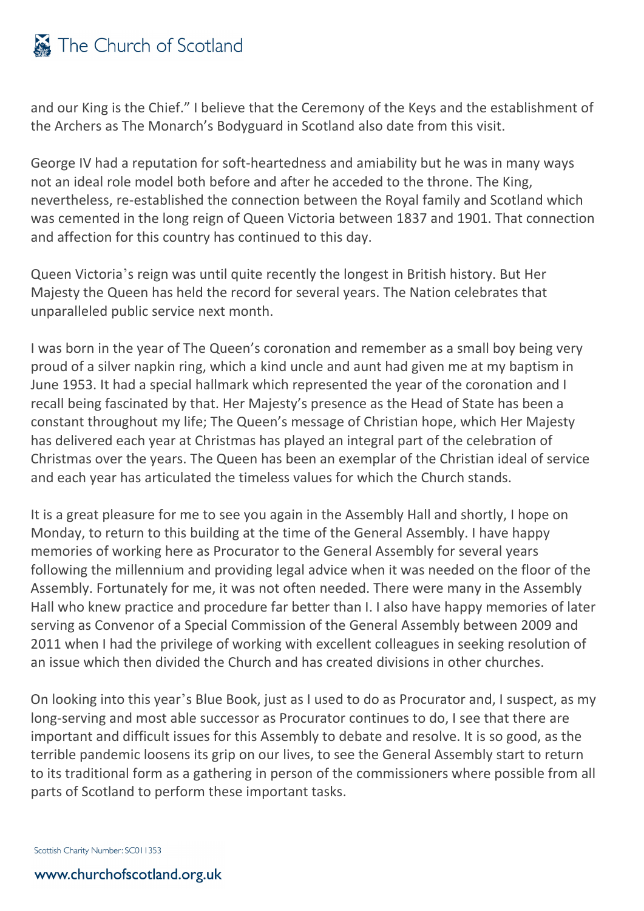and our King is the Chief." I believe that the Ceremony of the Keys and the establishment of the Archers as The Monarch's Bodyguard in Scotland also date from this visit.

George IV had a reputation for soft-heartedness and amiability but he was in many ways not an ideal role model both before and after he acceded to the throne. The King, nevertheless, re-established the connection between the Royal family and Scotland which was cemented in the long reign of Queen Victoria between 1837 and 1901. That connection and affection for this country has continued to this day.

Queen Victoria's reign was until quite recently the longest in British history. But Her Majesty the Queen has held the record for several years. The Nation celebrates that unparalleled public service next month.

I was born in the year of The Queen's coronation and remember as a small boy being very proud of a silver napkin ring, which a kind uncle and aunt had given me at my baptism in June 1953. It had a special hallmark which represented the year of the coronation and I recall being fascinated by that. Her Majesty's presence as the Head of State has been a constant throughout my life; The Queen's message of Christian hope, which Her Majesty has delivered each year at Christmas has played an integral part of the celebration of Christmas over the years. The Queen has been an exemplar of the Christian ideal of service and each year has articulated the timeless values for which the Church stands.

It is a great pleasure for me to see you again in the Assembly Hall and shortly, I hope on Monday, to return to this building at the time of the General Assembly. I have happy memories of working here as Procurator to the General Assembly for several years following the millennium and providing legal advice when it was needed on the floor of the Assembly. Fortunately for me, it was not often needed. There were many in the Assembly Hall who knew practice and procedure far better than I. I also have happy memories of later serving as Convenor of a Special Commission of the General Assembly between 2009 and 2011 when I had the privilege of working with excellent colleagues in seeking resolution of an issue which then divided the Church and has created divisions in other churches.

On looking into this year's Blue Book, just as I used to do as Procurator and, I suspect, as my long-serving and most able successor as Procurator continues to do, I see that there are important and difficult issues for this Assembly to debate and resolve. It is so good, as the terrible pandemic loosens its grip on our lives, to see the General Assembly start to return to its traditional form as a gathering in person of the commissioners where possible from all parts of Scotland to perform these important tasks.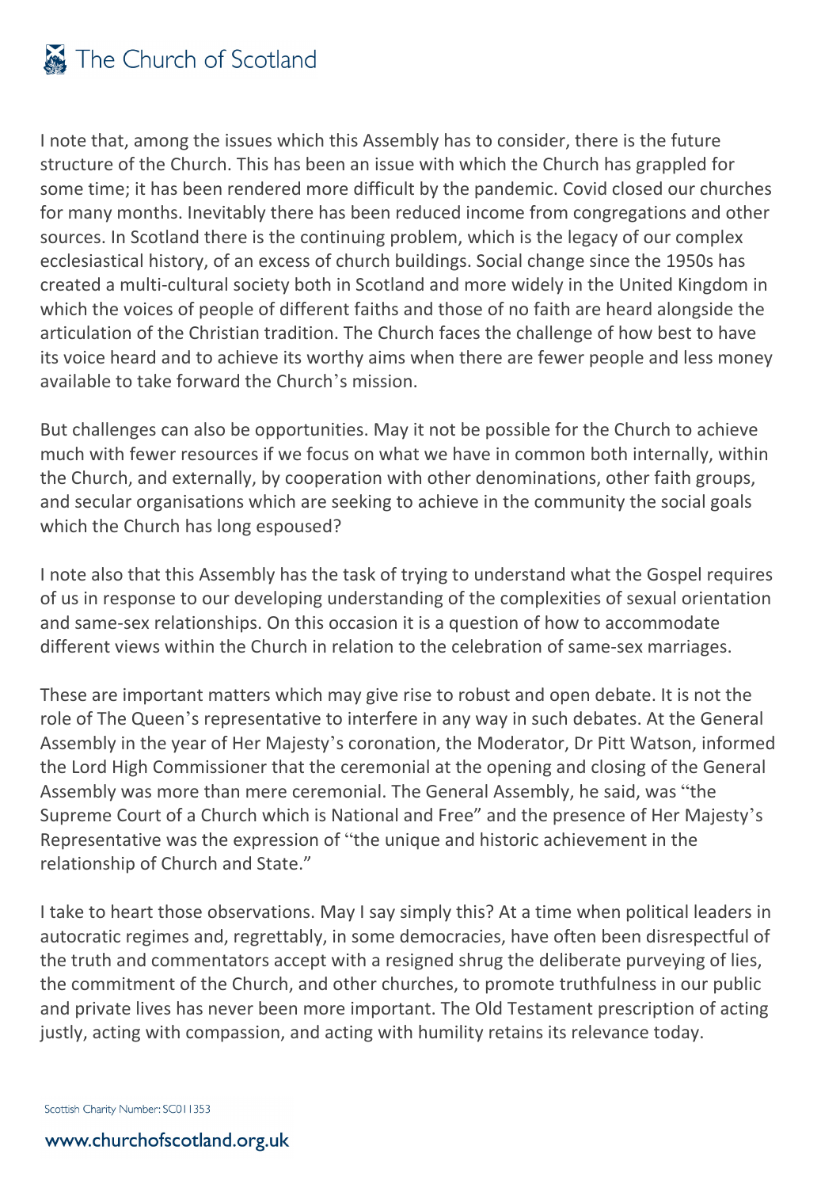I note that, among the issues which this Assembly has to consider, there is the future structure of the Church. This has been an issue with which the Church has grappled for some time; it has been rendered more difficult by the pandemic. Covid closed our churches for many months. Inevitably there has been reduced income from congregations and other sources. In Scotland there is the continuing problem, which is the legacy of our complex ecclesiastical history, of an excess of church buildings. Social change since the 1950s has created a multi-cultural society both in Scotland and more widely in the United Kingdom in which the voices of people of different faiths and those of no faith are heard alongside the articulation of the Christian tradition. The Church faces the challenge of how best to have its voice heard and to achieve its worthy aims when there are fewer people and less money available to take forward the Church's mission.

But challenges can also be opportunities. May it not be possible for the Church to achieve much with fewer resources if we focus on what we have in common both internally, within the Church, and externally, by cooperation with other denominations, other faith groups, and secular organisations which are seeking to achieve in the community the social goals which the Church has long espoused?

I note also that this Assembly has the task of trying to understand what the Gospel requires of us in response to our developing understanding of the complexities of sexual orientation and same-sex relationships. On this occasion it is a question of how to accommodate different views within the Church in relation to the celebration of same-sex marriages.

These are important matters which may give rise to robust and open debate. It is not the role of The Queen's representative to interfere in any way in such debates. At the General Assembly in the year of Her Majesty's coronation, the Moderator, Dr Pitt Watson, informed the Lord High Commissioner that the ceremonial at the opening and closing of the General Assembly was more than mere ceremonial. The General Assembly, he said, was "the Supreme Court of a Church which is National and Free" and the presence of Her Majesty's Representative was the expression of "the unique and historic achievement in the relationship of Church and State."

I take to heart those observations. May I say simply this? At a time when political leaders in autocratic regimes and, regrettably, in some democracies, have often been disrespectful of the truth and commentators accept with a resigned shrug the deliberate purveying of lies, the commitment of the Church, and other churches, to promote truthfulness in our public and private lives has never been more important. The Old Testament prescription of acting justly, acting with compassion, and acting with humility retains its relevance today.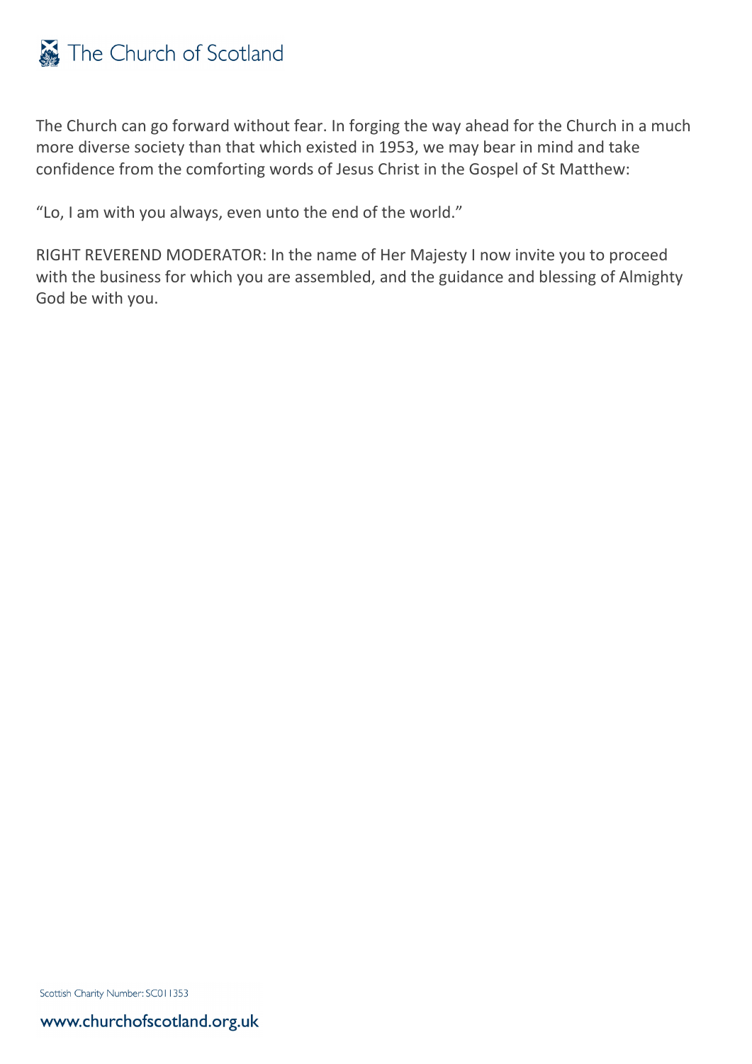The Church can go forward without fear. In forging the way ahead for the Church in a much more diverse society than that which existed in 1953, we may bear in mind and take confidence from the comforting words of Jesus Christ in the Gospel of St Matthew:

"Lo, I am with you always, even unto the end of the world."

RIGHT REVEREND MODERATOR: In the name of Her Majesty I now invite you to proceed with the business for which you are assembled, and the guidance and blessing of Almighty God be with you.